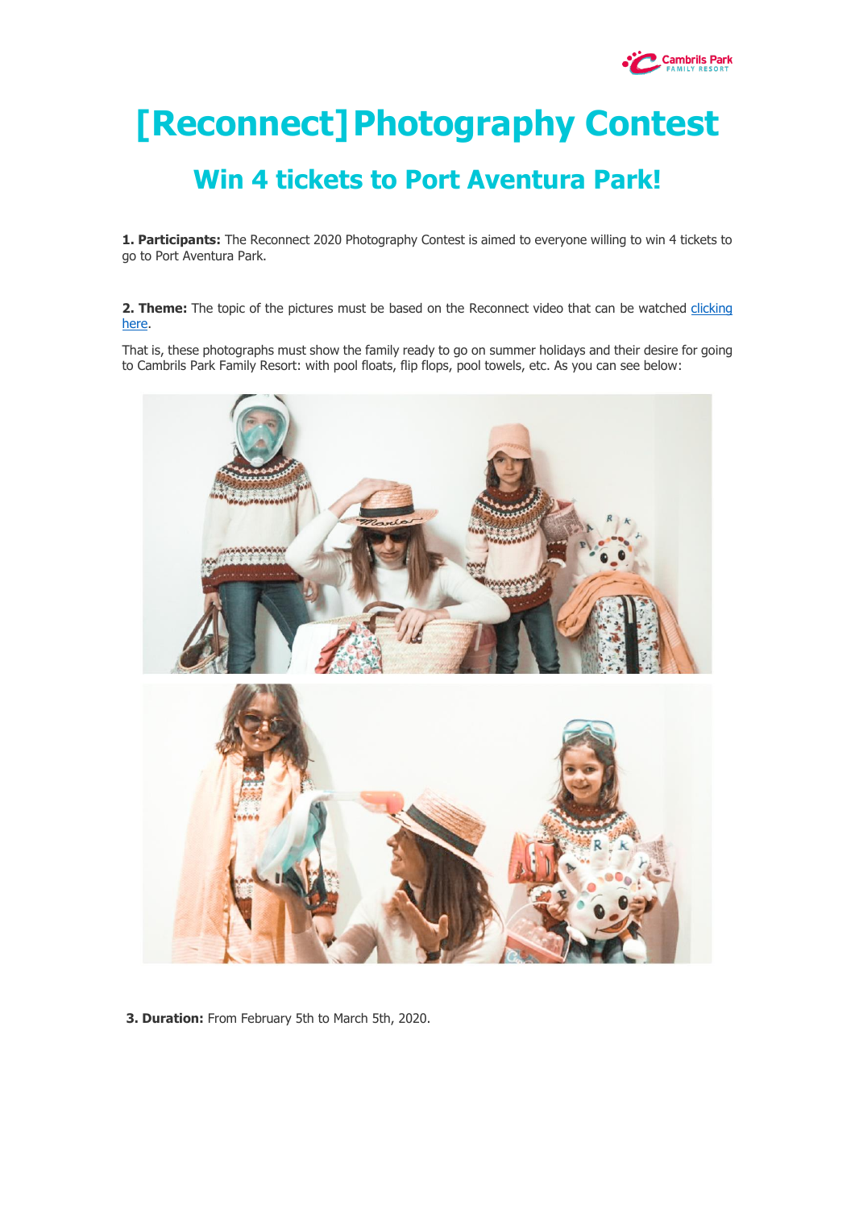# [Reconnect] Photography Contest

## Win 4 tickets to Port Aventura Park!

**1. Participants:** The Reconnect 2020 Photography Contest is aimed to everyone willing to win 4 tickets to go to Port Aventura Park.

**2. Theme:** The topic of the pictures must be based on the Reconnect video that can be watched clicking here.

That is, these photographs must show the family ready to go on summer holidays and their desire for going to Cambrils Park Family Resort: with pool floats, flip flops, pool towels, etc. As you can see below:

**3. Duration:** From February 5th to March 5th, 2020.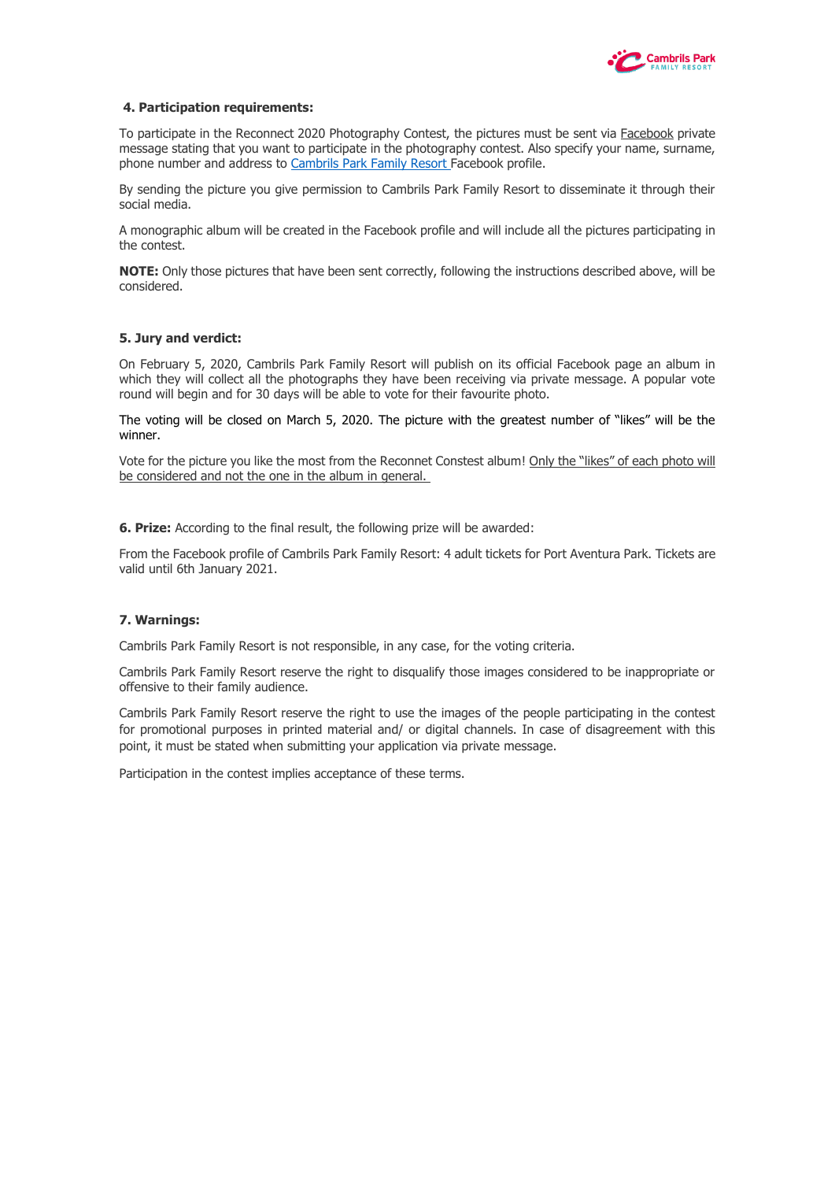## 4. Participation requirements:

To participate in the Reconnect 2020 Photography Contest, the pictures must be sent via Facebook private message stating that you want to participate in the photography contest. Also specify your name, surname, phone number and address to Cambrils Park Family Resort Facebook profile.

By sending the picture you give permission to Cambrils Park Family Resort to disseminate it through their social media.

A monographic album will be created in the Facebook profile and will include all the pictures participating in the contest.

**NOTE:** Only those pictures that have been sent correctly, following the instructions described above, will be considered.

## 5. Jury and verdict:

On February 5, 2020, Cambrils Park Family Resort will publish on its official Facebook page an album in which they will collect all the photographs they have been receiving via private message. A popular vote round will begin and for 30 days will be able to vote for their favourite photo.

The voting will be closed on March 5, 2020. The picture with the greatest number of "likes" will be the winner.

Vote for the picture you like the most from the Reconnet Constest album! Only the "likes" of each photo will be considered and not the one in the album in general.

**6. Prize:** According to the final result, the following prize will be awarded:

From the Facebook profile of Cambrils Park Family Resort: 4 adult tickets for Port Aventura Park. Tickets are valid until 6th January 2021.

## 7. Warnings:

Cambrils Park Family Resort is not responsible, in any case, for the voting criteria.

Cambrils Park Family Resort reserve the right to disqualify those images considered to be inappropriate or offensive to their family audience.

Cambrils Park Family Resort reserve the right to use the images of the people participating in the contest for promotional purposes in printed material and/ or digital channels. In case of disagreement with this point, it must be stated when submitting your application via private message.

Participation in the contest implies acceptance of these terms.